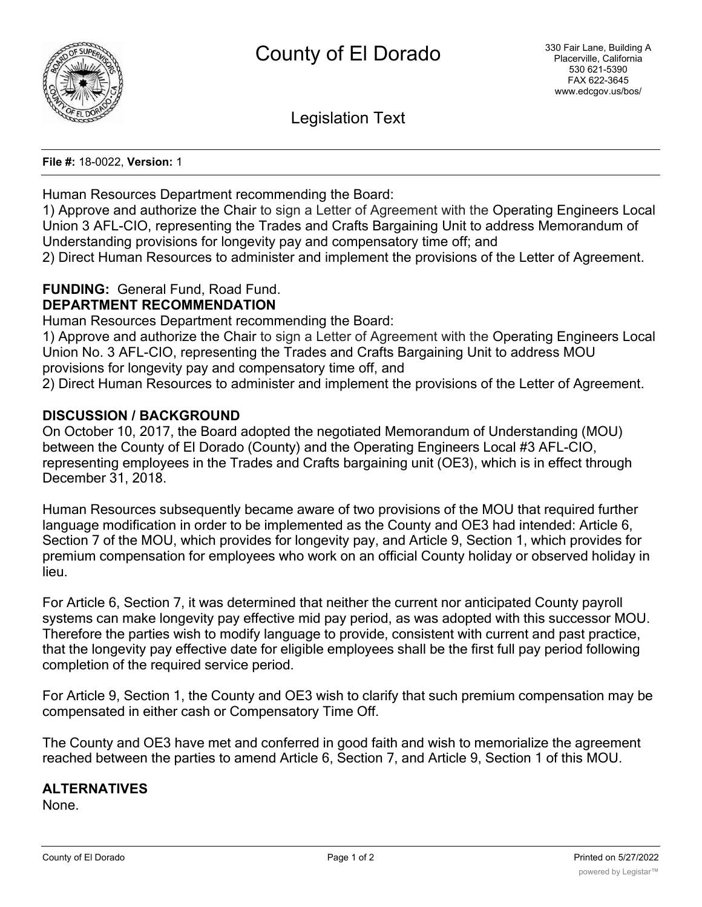# County of El Dorado

330 Fair Lane, Building A
Placerville, California
530 621-5390
FAX 622-3645
www.edcgov.us/bos/

## Legislation Text

**File #:** 18-0022, **Version:** 1

Human Resources Department recommending the Board:
1) Approve and authorize the Chair to sign a Letter of Agreement with the Operating Engineers Local Union 3 AFL-CIO, representing the Trades and Crafts Bargaining Unit to address Memorandum of Understanding provisions for longevity pay and compensatory time off; and
2) Direct Human Resources to administer and implement the provisions of the Letter of Agreement.

**FUNDING:** General Fund, Road Fund.

**DEPARTMENT RECOMMENDATION**

Human Resources Department recommending the Board:
1) Approve and authorize the Chair to sign a Letter of Agreement with the Operating Engineers Local Union No. 3 AFL-CIO, representing the Trades and Crafts Bargaining Unit to address MOU provisions for longevity pay and compensatory time off, and
2) Direct Human Resources to administer and implement the provisions of the Letter of Agreement.

**DISCUSSION / BACKGROUND**

On October 10, 2017, the Board adopted the negotiated Memorandum of Understanding (MOU) between the County of El Dorado (County) and the Operating Engineers Local #3 AFL-CIO, representing employees in the Trades and Crafts bargaining unit (OE3), which is in effect through December 31, 2018.

Human Resources subsequently became aware of two provisions of the MOU that required further language modification in order to be implemented as the County and OE3 had intended: Article 6, Section 7 of the MOU, which provides for longevity pay, and Article 9, Section 1, which provides for premium compensation for employees who work on an official County holiday or observed holiday in lieu.

For Article 6, Section 7, it was determined that neither the current nor anticipated County payroll systems can make longevity pay effective mid pay period, as was adopted with this successor MOU. Therefore the parties wish to modify language to provide, consistent with current and past practice, that the longevity pay effective date for eligible employees shall be the first full pay period following completion of the required service period.

For Article 9, Section 1, the County and OE3 wish to clarify that such premium compensation may be compensated in either cash or Compensatory Time Off.

The County and OE3 have met and conferred in good faith and wish to memorialize the agreement reached between the parties to amend Article 6, Section 7, and Article 9, Section 1 of this MOU.

**ALTERNATIVES**

None.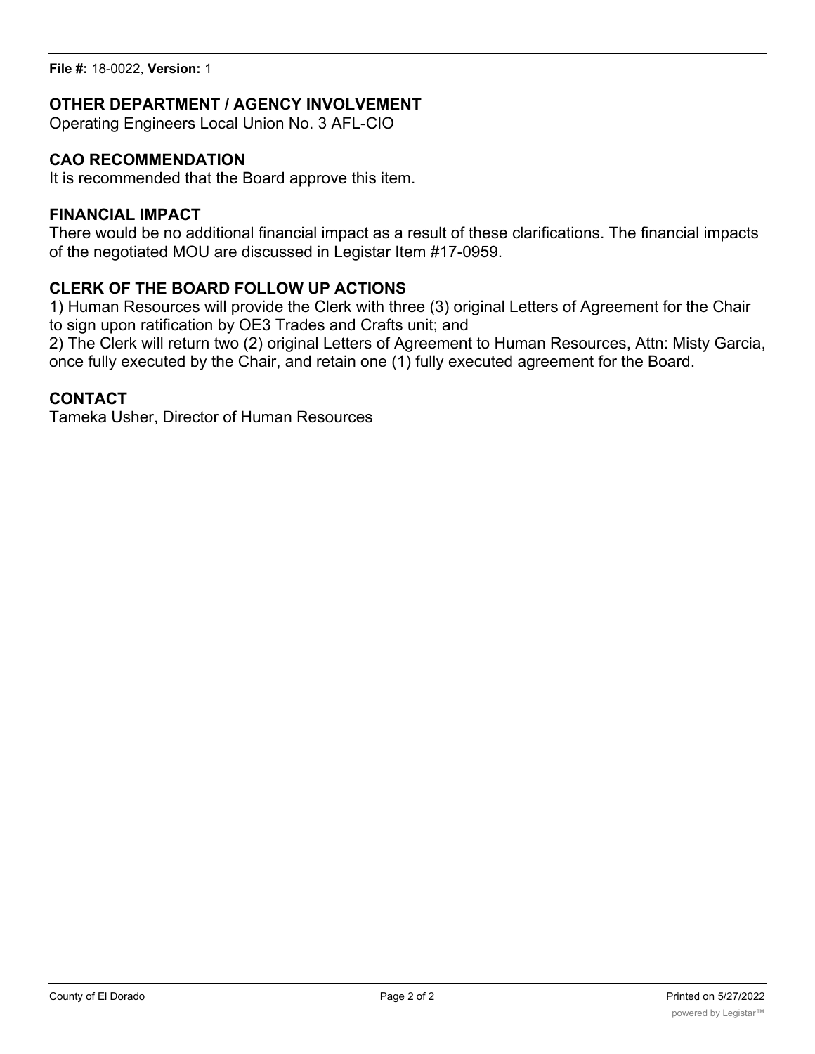## OTHER DEPARTMENT / AGENCY INVOLVEMENT
Operating Engineers Local Union No. 3 AFL-CIO

## CAO RECOMMENDATION
It is recommended that the Board approve this item.

## FINANCIAL IMPACT
There would be no additional financial impact as a result of these clarifications. The financial impacts of the negotiated MOU are discussed in Legistar Item #17-0959.

## CLERK OF THE BOARD FOLLOW UP ACTIONS
1) Human Resources will provide the Clerk with three (3) original Letters of Agreement for the Chair to sign upon ratification by OE3 Trades and Crafts unit; and
2) The Clerk will return two (2) original Letters of Agreement to Human Resources, Attn: Misty Garcia, once fully executed by the Chair, and retain one (1) fully executed agreement for the Board.

## CONTACT
Tameka Usher, Director of Human Resources